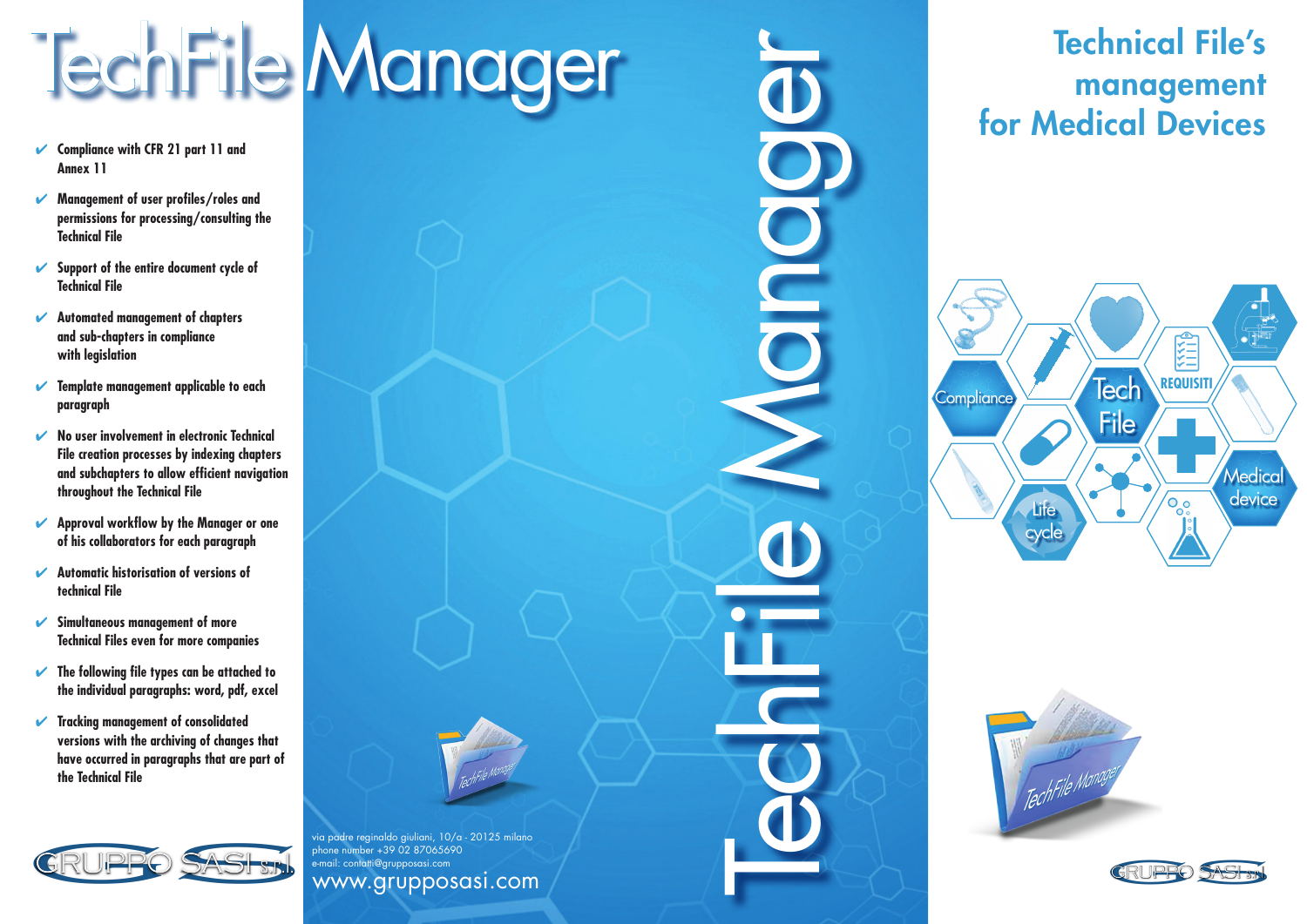# TechFile Manager

- ✔ Compliance with CFR 21 part 11 and Annex 11
- ✔ Management of user profiles/roles and permissions for processing/consulting the Technical File
- ✔ Support of the entire document cycle of Technical File
- ✔ Automated management of chapters and sub-chapters in compliance with legislation
- ✔ Template management applicable to each paragraph
- ✔ No user involvement in electronic Technical File creation processes by indexing chapters and subchapters to allow efficient navigation throughout the Technical File
- ✔ Approval workflow by the Manager or one of his collaborators for each paragraph
- ✔ Automatic historisation of versions of technical File
- ✔ Simultaneous management of more Technical Files even for more companies
- ✔ The following file types can be attached to the individual paragraphs: word, pdf, excel
- ✔ Tracking management of consolidated versions with the archiving of changes that have occurred in paragraphs that are part of the Technical File

GRUPPO SASI S.r.l.

via padre reginaldo giuliani, 10/a - 20125 milano
phone number +39 02 87065690
e-mail: contatti@grupposasi.com
www.grupposasi.com

TechFile Manager

## Technical File's management for Medical Devices

Compliance
Tech File
REQUISITI
Medical device
Life cycle

GRUPPO SASI S.r.l.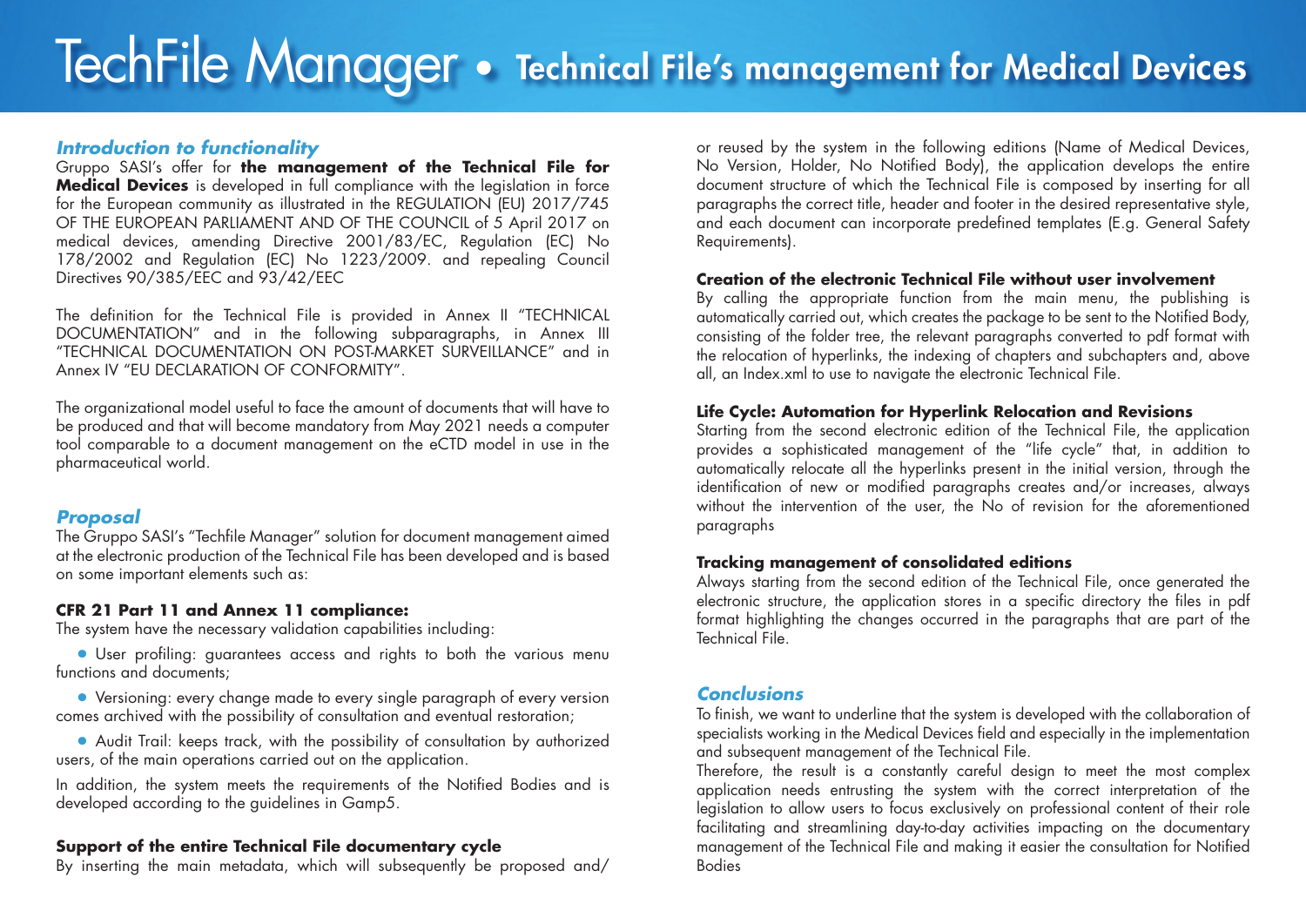# TechFile Manager • Technical File's management for Medical Devices

## *Introduction to functionality*

Gruppo SASI's offer for **the management of the Technical File for Medical Devices** is developed in full compliance with the legislation in force for the European community as illustrated in the REGULATION (EU) 2017/745 OF THE EUROPEAN PARLIAMENT AND OF THE COUNCIL of 5 April 2017 on medical devices, amending Directive 2001/83/EC, Regulation (EC) No 178/2002 and Regulation (EC) No 1223/2009. and repealing Council Directives 90/385/EEC and 93/42/EEC

The definition for the Technical File is provided in Annex II "TECHNICAL DOCUMENTATION" and in the following subparagraphs, in Annex III "TECHNICAL DOCUMENTATION ON POST-MARKET SURVEILLANCE" and in Annex IV "EU DECLARATION OF CONFORMITY".

The organizational model useful to face the amount of documents that will have to be produced and that will become mandatory from May 2021 needs a computer tool comparable to a document management on the eCTD model in use in the pharmaceutical world.

## *Proposal*

The Gruppo SASI's "Techfile Manager" solution for document management aimed at the electronic production of the Technical File has been developed and is based on some important elements such as:

### CFR 21 Part 11 and Annex 11 compliance:

The system have the necessary validation capabilities including:

- User profiling: guarantees access and rights to both the various menu functions and documents;
- Versioning: every change made to every single paragraph of every version comes archived with the possibility of consultation and eventual restoration;
- Audit Trail: keeps track, with the possibility of consultation by authorized users, of the main operations carried out on the application.

In addition, the system meets the requirements of the Notified Bodies and is developed according to the guidelines in Gamp5.

### Support of the entire Technical File documentary cycle

By inserting the main metadata, which will subsequently be proposed and/or reused by the system in the following editions (Name of Medical Devices, No Version, Holder, No Notified Body), the application develops the entire document structure of which the Technical File is composed by inserting for all paragraphs the correct title, header and footer in the desired representative style, and each document can incorporate predefined templates (E.g. General Safety Requirements).

### Creation of the electronic Technical File without user involvement

By calling the appropriate function from the main menu, the publishing is automatically carried out, which creates the package to be sent to the Notified Body, consisting of the folder tree, the relevant paragraphs converted to pdf format with the relocation of hyperlinks, the indexing of chapters and subchapters and, above all, an Index.xml to use to navigate the electronic Technical File.

### Life Cycle: Automation for Hyperlink Relocation and Revisions

Starting from the second electronic edition of the Technical File, the application provides a sophisticated management of the "life cycle" that, in addition to automatically relocate all the hyperlinks present in the initial version, through the identification of new or modified paragraphs creates and/or increases, always without the intervention of the user, the No of revision for the aforementioned paragraphs

### Tracking management of consolidated editions

Always starting from the second edition of the Technical File, once generated the electronic structure, the application stores in a specific directory the files in pdf format highlighting the changes occurred in the paragraphs that are part of the Technical File.

## *Conclusions*

To finish, we want to underline that the system is developed with the collaboration of specialists working in the Medical Devices field and especially in the implementation and subsequent management of the Technical File.

Therefore, the result is a constantly careful design to meet the most complex application needs entrusting the system with the correct interpretation of the legislation to allow users to focus exclusively on professional content of their role facilitating and streamlining day-to-day activities impacting on the documentary management of the Technical File and making it easier the consultation for Notified Bodies